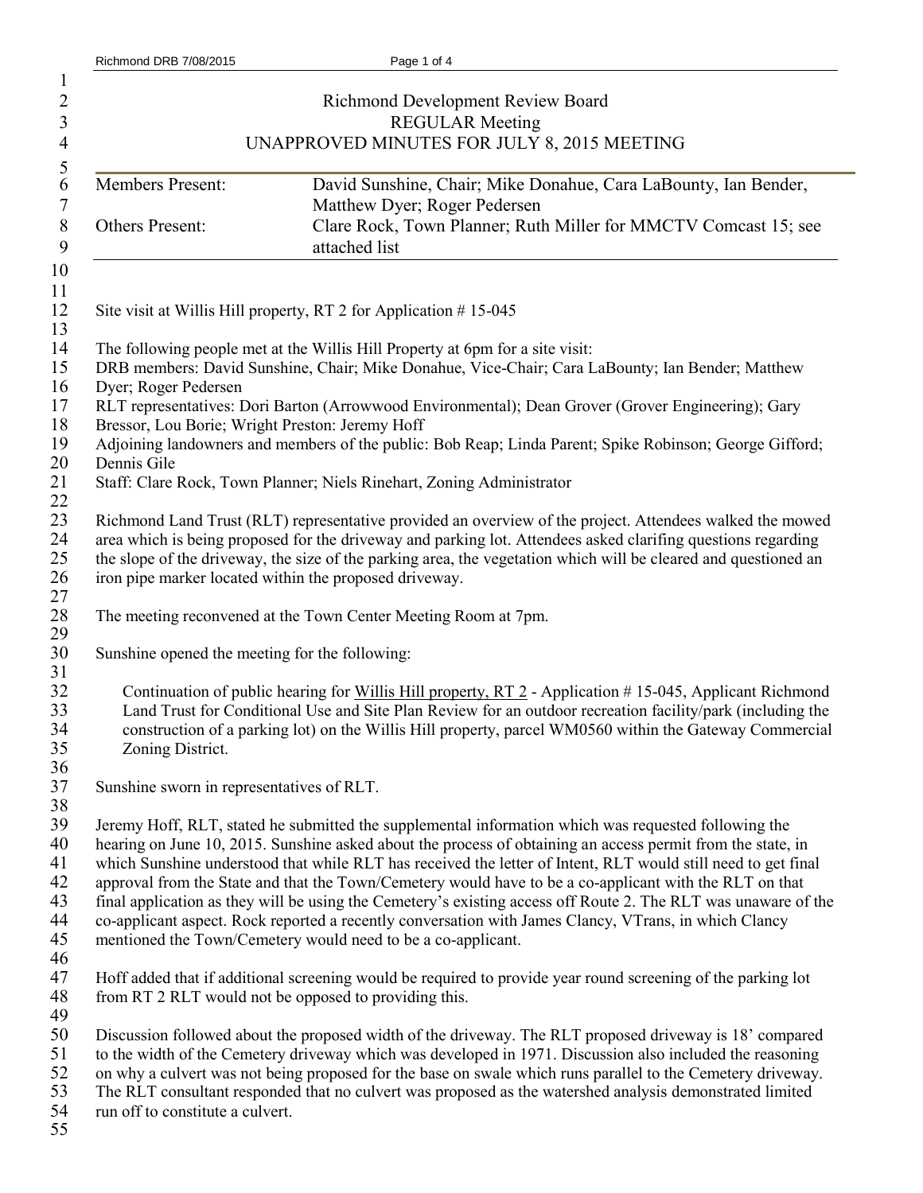# Richmond Development Review Board
## REGULAR Meeting
## UNAPPROVED MINUTES FOR JULY 8, 2015 MEETING

| | |
|---|---|
| Members Present: | David Sunshine, Chair; Mike Donahue, Cara LaBounty, Ian Bender, Matthew Dyer; Roger Pedersen |
| Others Present: | Clare Rock, Town Planner; Ruth Miller for MMCTV Comcast 15; see attached list |

Site visit at Willis Hill property, RT 2 for Application # 15-045

The following people met at the Willis Hill Property at 6pm for a site visit:
DRB members: David Sunshine, Chair; Mike Donahue, Vice-Chair; Cara LaBounty; Ian Bender; Matthew Dyer; Roger Pedersen
RLT representatives: Dori Barton (Arrowwood Environmental); Dean Grover (Grover Engineering); Gary Bressor, Lou Borie; Wright Preston: Jeremy Hoff
Adjoining landowners and members of the public: Bob Reap; Linda Parent; Spike Robinson; George Gifford; Dennis Gile
Staff: Clare Rock, Town Planner; Niels Rinehart, Zoning Administrator

Richmond Land Trust (RLT) representative provided an overview of the project. Attendees walked the mowed area which is being proposed for the driveway and parking lot. Attendees asked clarifying questions regarding the slope of the driveway, the size of the parking area, the vegetation which will be cleared and questioned an iron pipe marker located within the proposed driveway.

The meeting reconvened at the Town Center Meeting Room at 7pm.

Sunshine opened the meeting for the following:

> Continuation of public hearing for Willis Hill property, RT 2 - Application # 15-045, Applicant Richmond Land Trust for Conditional Use and Site Plan Review for an outdoor recreation facility/park (including the construction of a parking lot) on the Willis Hill property, parcel WM0560 within the Gateway Commercial Zoning District.

Sunshine sworn in representatives of RLT.

Jeremy Hoff, RLT, stated he submitted the supplemental information which was requested following the hearing on June 10, 2015. Sunshine asked about the process of obtaining an access permit from the state, in which Sunshine understood that while RLT has received the letter of Intent, RLT would still need to get final approval from the State and that the Town/Cemetery would have to be a co-applicant with the RLT on that final application as they will be using the Cemetery's existing access off Route 2. The RLT was unaware of the co-applicant aspect. Rock reported a recently conversation with James Clancy, VTrans, in which Clancy mentioned the Town/Cemetery would need to be a co-applicant.

Hoff added that if additional screening would be required to provide year round screening of the parking lot from RT 2 RLT would not be opposed to providing this.

Discussion followed about the proposed width of the driveway. The RLT proposed driveway is 18' compared to the width of the Cemetery driveway which was developed in 1971. Discussion also included the reasoning on why a culvert was not being proposed for the base on swale which runs parallel to the Cemetery driveway. The RLT consultant responded that no culvert was proposed as the watershed analysis demonstrated limited run off to constitute a culvert.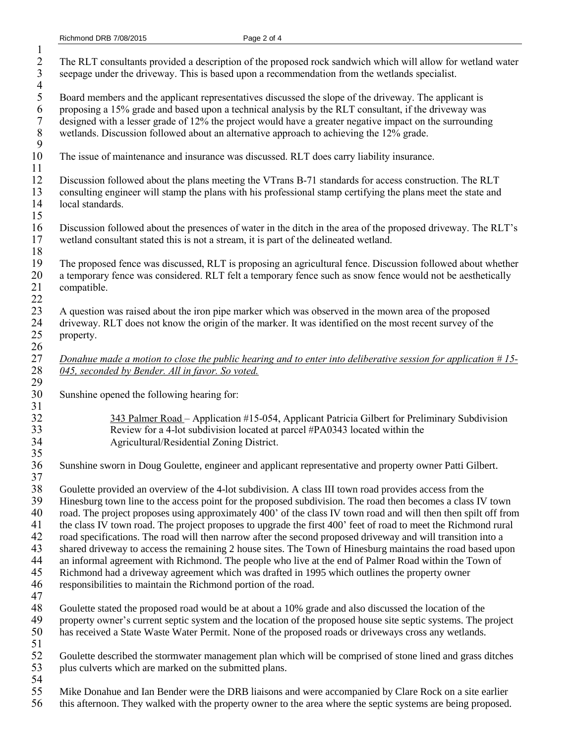The RLT consultants provided a description of the proposed rock sandwich which will allow for wetland water seepage under the driveway. This is based upon a recommendation from the wetlands specialist.

Board members and the applicant representatives discussed the slope of the driveway. The applicant is proposing a 15% grade and based upon a technical analysis by the RLT consultant, if the driveway was designed with a lesser grade of 12% the project would have a greater negative impact on the surrounding wetlands. Discussion followed about an alternative approach to achieving the 12% grade.

The issue of maintenance and insurance was discussed. RLT does carry liability insurance.

Discussion followed about the plans meeting the VTrans B-71 standards for access construction. The RLT consulting engineer will stamp the plans with his professional stamp certifying the plans meet the state and local standards.

Discussion followed about the presences of water in the ditch in the area of the proposed driveway. The RLT's wetland consultant stated this is not a stream, it is part of the delineated wetland.

The proposed fence was discussed, RLT is proposing an agricultural fence. Discussion followed about whether a temporary fence was considered. RLT felt a temporary fence such as snow fence would not be aesthetically compatible.

A question was raised about the iron pipe marker which was observed in the mown area of the proposed driveway. RLT does not know the origin of the marker. It was identified on the most recent survey of the property.

*Donahue made a motion to close the public hearing and to enter into deliberative session for application # 15-045, seconded by Bender. All in favor. So voted.*

Sunshine opened the following hearing for:

> 343 Palmer Road – Application #15-054, Applicant Patricia Gilbert for Preliminary Subdivision Review for a 4-lot subdivision located at parcel #PA0343 located within the Agricultural/Residential Zoning District.

Sunshine sworn in Doug Goulette, engineer and applicant representative and property owner Patti Gilbert.

Goulette provided an overview of the 4-lot subdivision. A class III town road provides access from the Hinesburg town line to the access point for the proposed subdivision. The road then becomes a class IV town road. The project proposes using approximately 400' of the class IV town road and will then then spilt off from the class IV town road. The project proposes to upgrade the first 400' feet of road to meet the Richmond rural road specifications. The road will then narrow after the second proposed driveway and will transition into a shared driveway to access the remaining 2 house sites. The Town of Hinesburg maintains the road based upon an informal agreement with Richmond. The people who live at the end of Palmer Road within the Town of Richmond had a driveway agreement which was drafted in 1995 which outlines the property owner responsibilities to maintain the Richmond portion of the road.

Goulette stated the proposed road would be at about a 10% grade and also discussed the location of the property owner's current septic system and the location of the proposed house site septic systems. The project has received a State Waste Water Permit. None of the proposed roads or driveways cross any wetlands.

Goulette described the stormwater management plan which will be comprised of stone lined and grass ditches plus culverts which are marked on the submitted plans.

Mike Donahue and Ian Bender were the DRB liaisons and were accompanied by Clare Rock on a site earlier this afternoon. They walked with the property owner to the area where the septic systems are being proposed.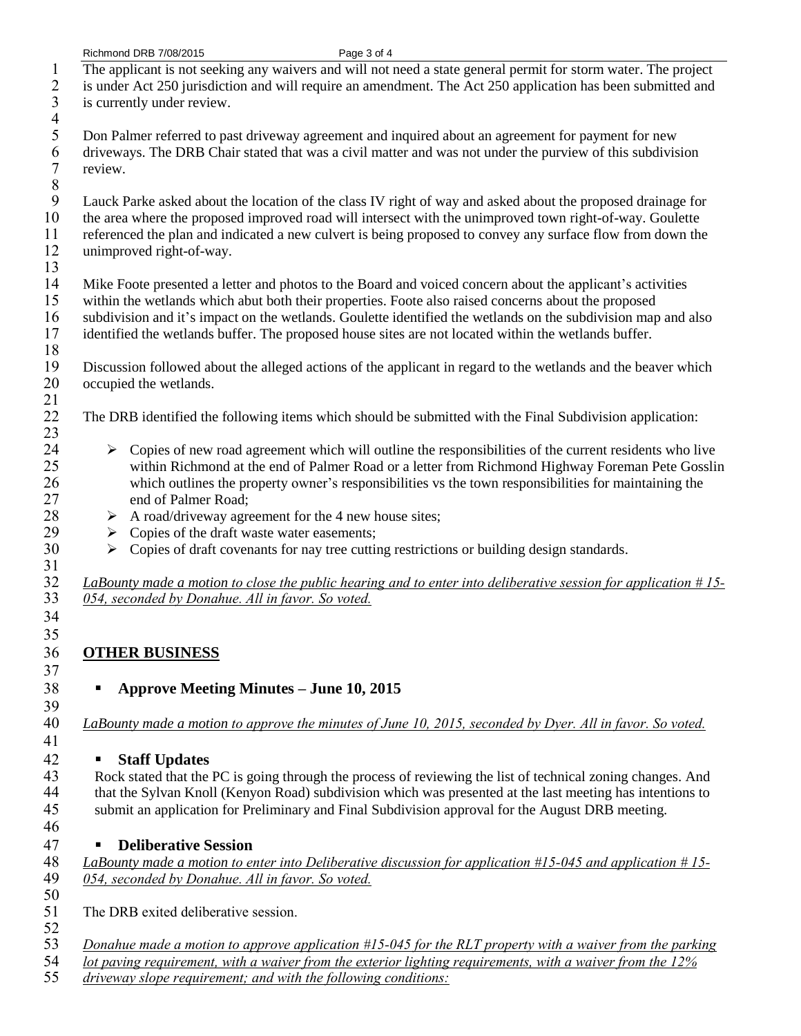The applicant is not seeking any waivers and will not need a state general permit for storm water. The project is under Act 250 jurisdiction and will require an amendment. The Act 250 application has been submitted and is currently under review.

Don Palmer referred to past driveway agreement and inquired about an agreement for payment for new driveways. The DRB Chair stated that was a civil matter and was not under the purview of this subdivision review.

Lauck Parke asked about the location of the class IV right of way and asked about the proposed drainage for the area where the proposed improved road will intersect with the unimproved town right-of-way. Goulette referenced the plan and indicated a new culvert is being proposed to convey any surface flow from down the unimproved right-of-way.

Mike Foote presented a letter and photos to the Board and voiced concern about the applicant's activities within the wetlands which abut both their properties. Foote also raised concerns about the proposed subdivision and it's impact on the wetlands. Goulette identified the wetlands on the subdivision map and also identified the wetlands buffer. The proposed house sites are not located within the wetlands buffer.

Discussion followed about the alleged actions of the applicant in regard to the wetlands and the beaver which occupied the wetlands.

The DRB identified the following items which should be submitted with the Final Subdivision application:

- Copies of new road agreement which will outline the responsibilities of the current residents who live within Richmond at the end of Palmer Road or a letter from Richmond Highway Foreman Pete Gosslin which outlines the property owner's responsibilities vs the town responsibilities for maintaining the end of Palmer Road;
- A road/driveway agreement for the 4 new house sites;
- Copies of the draft waste water easements;
- Copies of draft covenants for nay tree cutting restrictions or building design standards.

*LaBounty made a motion to close the public hearing and to enter into deliberative session for application # 15-054, seconded by Donahue. All in favor. So voted.*

## OTHER BUSINESS

- **Approve Meeting Minutes – June 10, 2015**

*LaBounty made a motion to approve the minutes of June 10, 2015, seconded by Dyer. All in favor. So voted.*

- **Staff Updates**

Rock stated that the PC is going through the process of reviewing the list of technical zoning changes. And that the Sylvan Knoll (Kenyon Road) subdivision which was presented at the last meeting has intentions to submit an application for Preliminary and Final Subdivision approval for the August DRB meeting.

- **Deliberative Session**

*LaBounty made a motion to enter into Deliberative discussion for application #15-045 and application # 15-054, seconded by Donahue. All in favor. So voted.*

The DRB exited deliberative session.

*Donahue made a motion to approve application #15-045 for the RLT property with a waiver from the parking lot paving requirement, with a waiver from the exterior lighting requirements, with a waiver from the 12% driveway slope requirement; and with the following conditions:*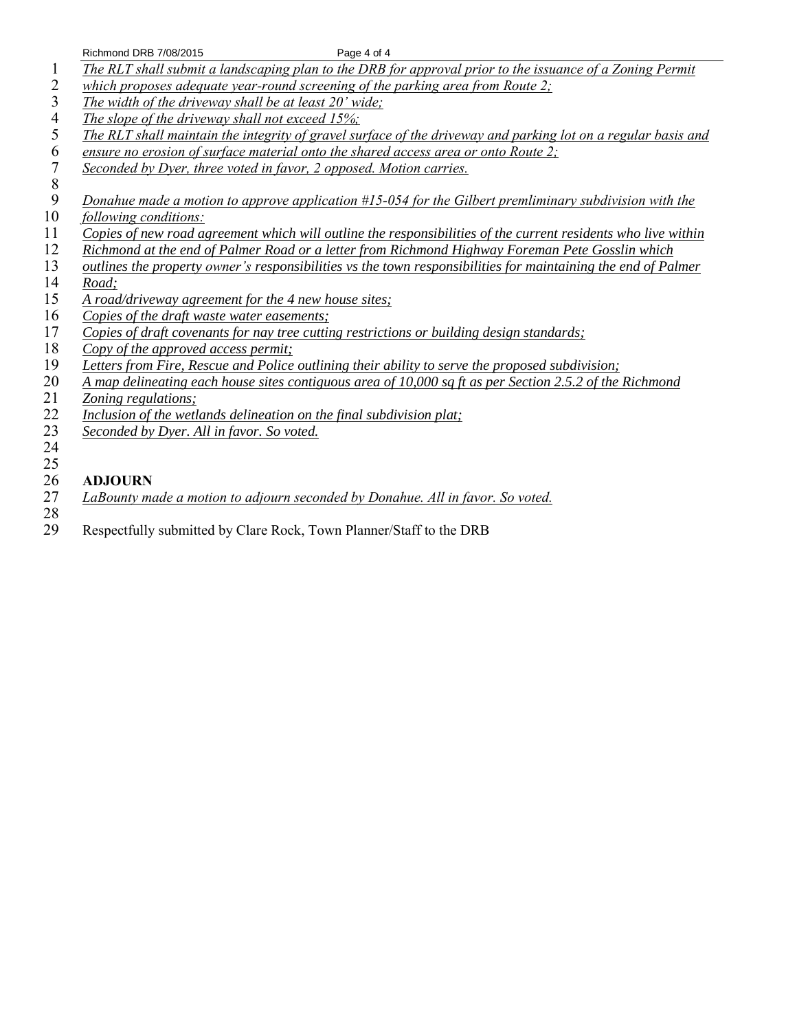*The RLT shall submit a landscaping plan to the DRB for approval prior to the issuance of a Zoning Permit which proposes adequate year-round screening of the parking area from Route 2;*
*The width of the driveway shall be at least 20' wide;*
*The slope of the driveway shall not exceed 15%;*
*The RLT shall maintain the integrity of gravel surface of the driveway and parking lot on a regular basis and ensure no erosion of surface material onto the shared access area or onto Route 2;*
*Seconded by Dyer, three voted in favor, 2 opposed. Motion carries.*

*Donahue made a motion to approve application #15-054 for the Gilbert premliminary subdivision with the following conditions:*
*Copies of new road agreement which will outline the responsibilities of the current residents who live within Richmond at the end of Palmer Road or a letter from Richmond Highway Foreman Pete Gosslin which outlines the property owner's responsibilities vs the town responsibilities for maintaining the end of Palmer Road;*
*A road/driveway agreement for the 4 new house sites;*
*Copies of the draft waste water easements;*
*Copies of draft covenants for nay tree cutting restrictions or building design standards;*
*Copy of the approved access permit;*
*Letters from Fire, Rescue and Police outlining their ability to serve the proposed subdivision;*
*A map delineating each house sites contiguous area of 10,000 sq ft as per Section 2.5.2 of the Richmond Zoning regulations;*
*Inclusion of the wetlands delineation on the final subdivision plat;*
*Seconded by Dyer. All in favor. So voted.*

**ADJOURN**

*LaBounty made a motion to adjourn seconded by Donahue. All in favor. So voted.*

Respectfully submitted by Clare Rock, Town Planner/Staff to the DRB